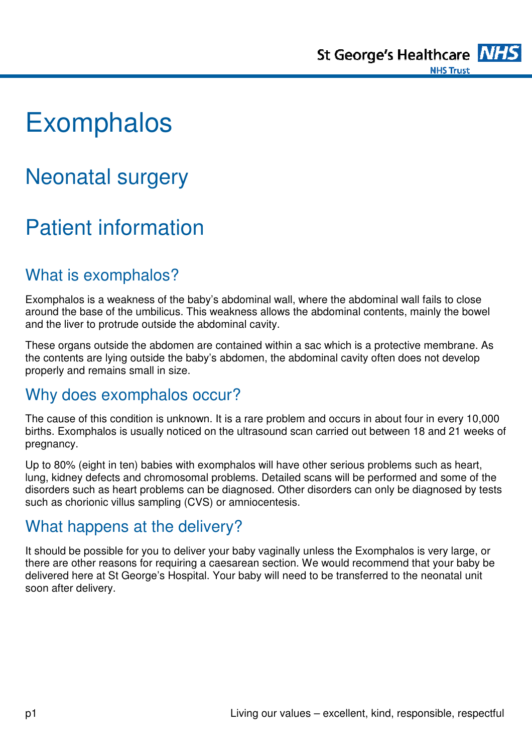# Exomphalos

## Neonatal surgery

## Patient information

### What is exomphalos?

Exomphalos is a weakness of the baby's abdominal wall, where the abdominal wall fails to close around the base of the umbilicus. This weakness allows the abdominal contents, mainly the bowel and the liver to protrude outside the abdominal cavity.

These organs outside the abdomen are contained within a sac which is a protective membrane. As the contents are lying outside the baby's abdomen, the abdominal cavity often does not develop properly and remains small in size.

### Why does exomphalos occur?

The cause of this condition is unknown. It is a rare problem and occurs in about four in every 10,000 births. Exomphalos is usually noticed on the ultrasound scan carried out between 18 and 21 weeks of pregnancy.

Up to 80% (eight in ten) babies with exomphalos will have other serious problems such as heart, lung, kidney defects and chromosomal problems. Detailed scans will be performed and some of the disorders such as heart problems can be diagnosed. Other disorders can only be diagnosed by tests such as chorionic villus sampling (CVS) or amniocentesis.

### What happens at the delivery?

It should be possible for you to deliver your baby vaginally unless the Exomphalos is very large, or there are other reasons for requiring a caesarean section. We would recommend that your baby be delivered here at St George's Hospital. Your baby will need to be transferred to the neonatal unit soon after delivery.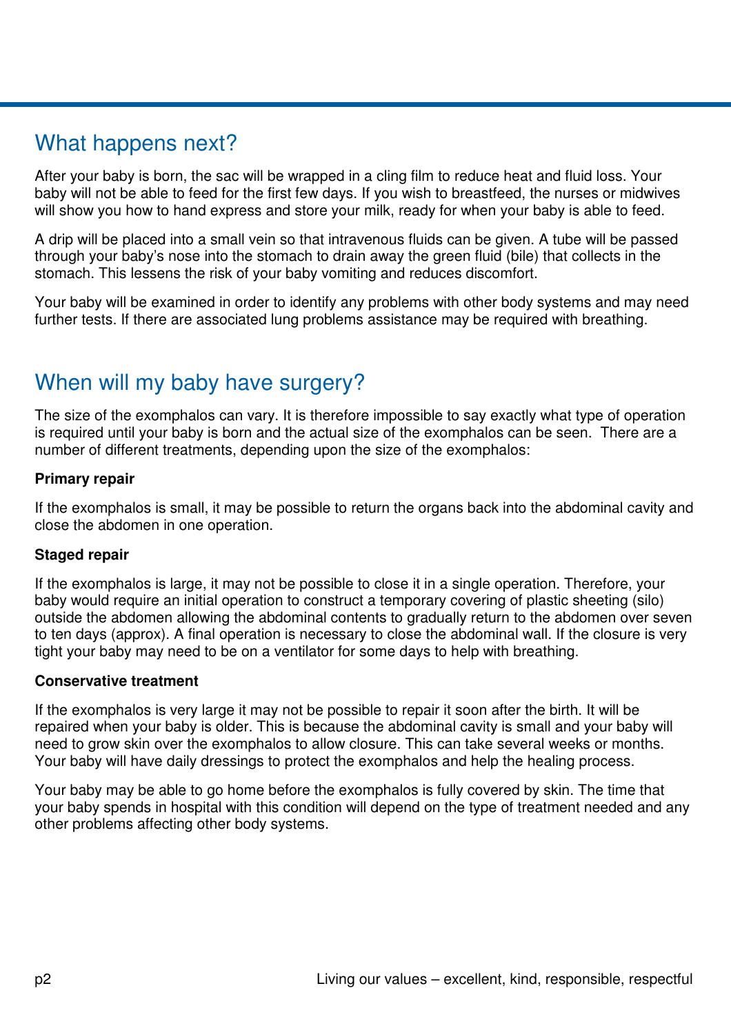## What happens next?

After your baby is born, the sac will be wrapped in a cling film to reduce heat and fluid loss. Your baby will not be able to feed for the first few days. If you wish to breastfeed, the nurses or midwives will show you how to hand express and store your milk, ready for when your baby is able to feed.

A drip will be placed into a small vein so that intravenous fluids can be given. A tube will be passed through your baby's nose into the stomach to drain away the green fluid (bile) that collects in the stomach. This lessens the risk of your baby vomiting and reduces discomfort.

Your baby will be examined in order to identify any problems with other body systems and may need further tests. If there are associated lung problems assistance may be required with breathing.

## When will my baby have surgery?

The size of the exomphalos can vary. It is therefore impossible to say exactly what type of operation is required until your baby is born and the actual size of the exomphalos can be seen. There are a number of different treatments, depending upon the size of the exomphalos:

**Primary repair**

If the exomphalos is small, it may be possible to return the organs back into the abdominal cavity and close the abdomen in one operation.

**Staged repair**

If the exomphalos is large, it may not be possible to close it in a single operation. Therefore, your baby would require an initial operation to construct a temporary covering of plastic sheeting (silo) outside the abdomen allowing the abdominal contents to gradually return to the abdomen over seven to ten days (approx). A final operation is necessary to close the abdominal wall. If the closure is very tight your baby may need to be on a ventilator for some days to help with breathing.

**Conservative treatment**

If the exomphalos is very large it may not be possible to repair it soon after the birth. It will be repaired when your baby is older. This is because the abdominal cavity is small and your baby will need to grow skin over the exomphalos to allow closure. This can take several weeks or months. Your baby will have daily dressings to protect the exomphalos and help the healing process.

Your baby may be able to go home before the exomphalos is fully covered by skin. The time that your baby spends in hospital with this condition will depend on the type of treatment needed and any other problems affecting other body systems.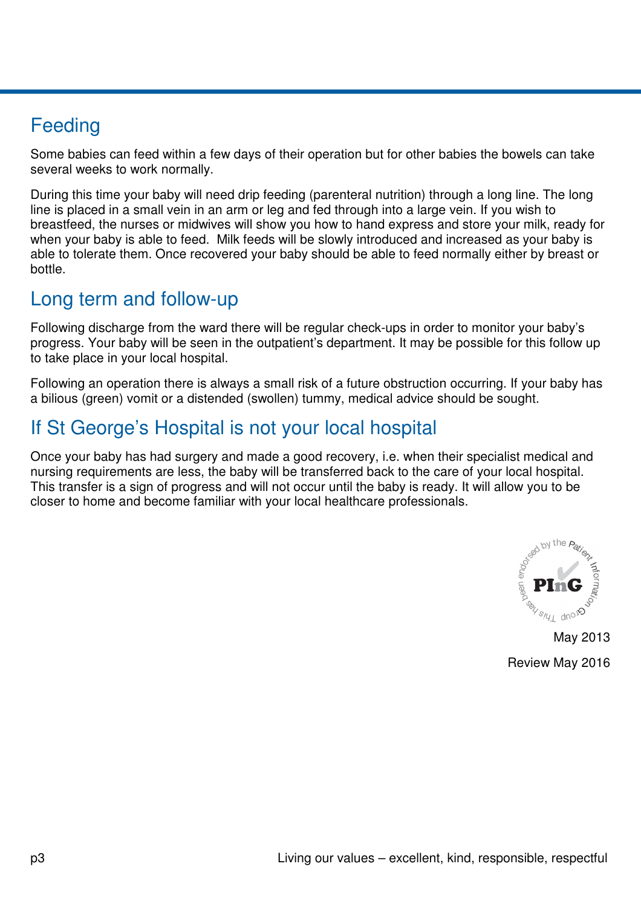## Feeding

Some babies can feed within a few days of their operation but for other babies the bowels can take several weeks to work normally.

During this time your baby will need drip feeding (parenteral nutrition) through a long line. The long line is placed in a small vein in an arm or leg and fed through into a large vein. If you wish to breastfeed, the nurses or midwives will show you how to hand express and store your milk, ready for when your baby is able to feed. Milk feeds will be slowly introduced and increased as your baby is able to tolerate them. Once recovered your baby should be able to feed normally either by breast or bottle.

## Long term and follow-up

Following discharge from the ward there will be regular check-ups in order to monitor your baby's progress. Your baby will be seen in the outpatient's department. It may be possible for this follow up to take place in your local hospital.

Following an operation there is always a small risk of a future obstruction occurring. If your baby has a bilious (green) vomit or a distended (swollen) tummy, medical advice should be sought.

## If St George's Hospital is not your local hospital

Once your baby has had surgery and made a good recovery, i.e. when their specialist medical and nursing requirements are less, the baby will be transferred back to the care of your local hospital. This transfer is a sign of progress and will not occur until the baby is ready. It will allow you to be closer to home and become familiar with your local healthcare professionals.

This has been endorsed by the Patient Information Group

PInG

May 2013

Review May 2016

Living our values – excellent, kind, responsible, respectful